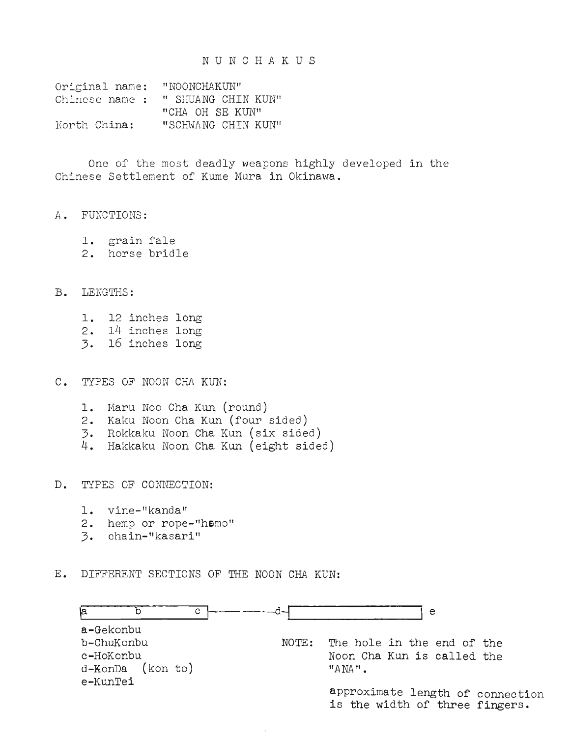# N U N C H A K U S

Original name: "NOONCHAKUN"
Chinese name : " SHUANG CHIN KUN"
"CHA OH SE KUN"
North China: "SCHWANG CHIN KUN"

One of the most deadly weapons highly developed in the Chinese Settlement of Kume Mura in Okinawa.

## A. FUNCTIONS:

1. grain fale
2. horse bridle

## B. LENGTHS:

1. 12 inches long
2. 14 inches long
3. 16 inches long

## C. TYPES OF NOON CHA KUN:

1. Maru Noo Cha Kun (round)
2. Kaku Noon Cha Kun (four sided)
3. Rokkaku Noon Cha Kun (six sided)
4. Hakkaku Noon Cha Kun (eight sided)

## D. TYPES OF CONNECTION:

1. vine-"kanda"
2. hemp or rope-"hemo"
3. chain-"kasari"

## E. DIFFERENT SECTIONS OF THE NOON CHA KUN:

```
|a      b        c |-------d-|                    | e
```

a-Gekonbu
b-ChuKonbu
c-HoKonbu
d-KonDa (kon to)
e-KunTei

NOTE: The hole in the end of the Noon Cha Kun is called the "ANA".

approximate length of connection is the width of three fingers.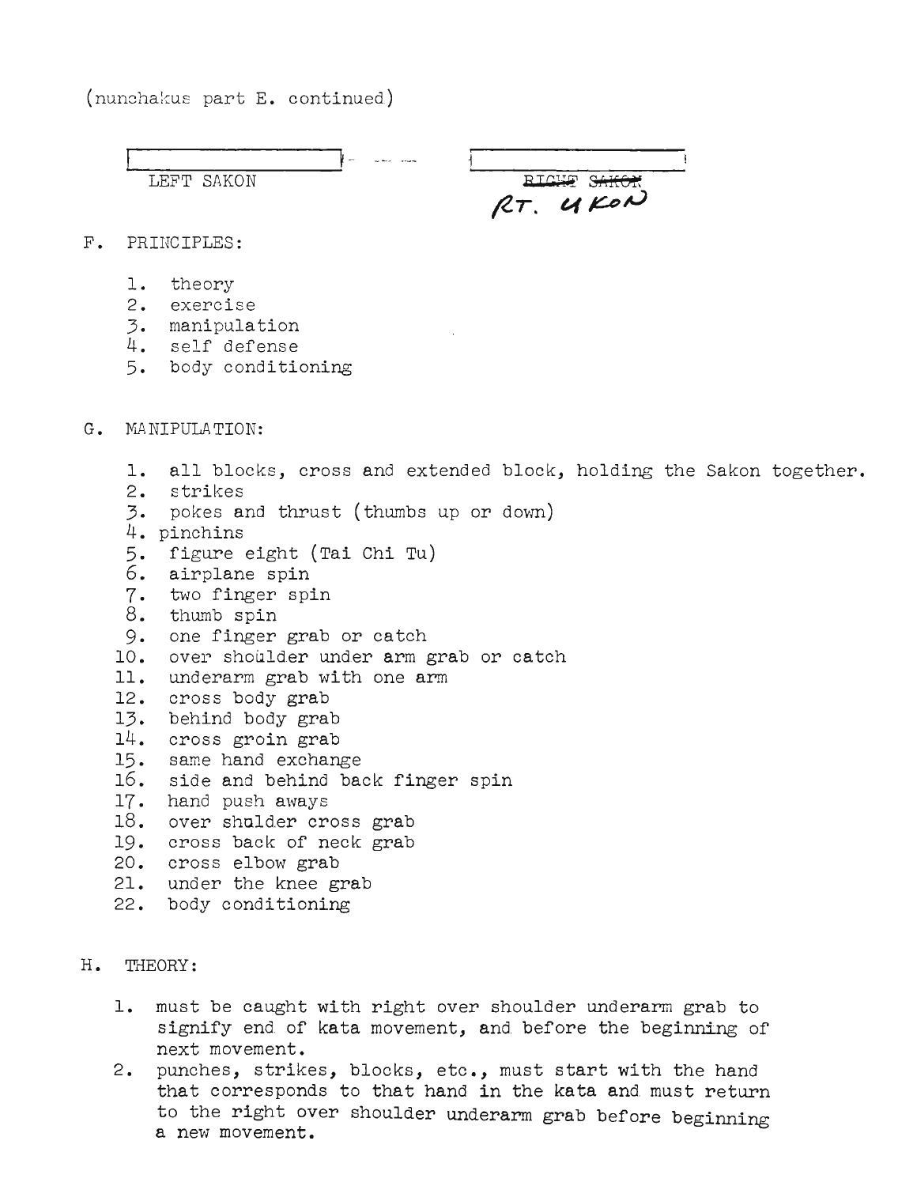(nunchakus part E. continued)

LEFT SAKON

~~RIGHT SAKON~~ RT. UKON

F. PRINCIPLES:

1. theory
2. exercise
3. manipulation
4. self defense
5. body conditioning

G. MANIPULATION:

1. all blocks, cross and extended block, holding the Sakon together.
2. strikes
3. pokes and thrust (thumbs up or down)
4. pinchins
5. figure eight (Tai Chi Tu)
6. airplane spin
7. two finger spin
8. thumb spin
9. one finger grab or catch
10. over shoulder under arm grab or catch
11. underarm grab with one arm
12. cross body grab
13. behind body grab
14. cross groin grab
15. same hand exchange
16. side and behind back finger spin
17. hand push aways
18. over shulder cross grab
19. cross back of neck grab
20. cross elbow grab
21. under the knee grab
22. body conditioning

H. THEORY:

1. must be caught with right over shoulder underarm grab to signify end of kata movement, and before the beginning of next movement.
2. punches, strikes, blocks, etc., must start with the hand that corresponds to that hand in the kata and must return to the right over shoulder underarm grab before beginning a new movement.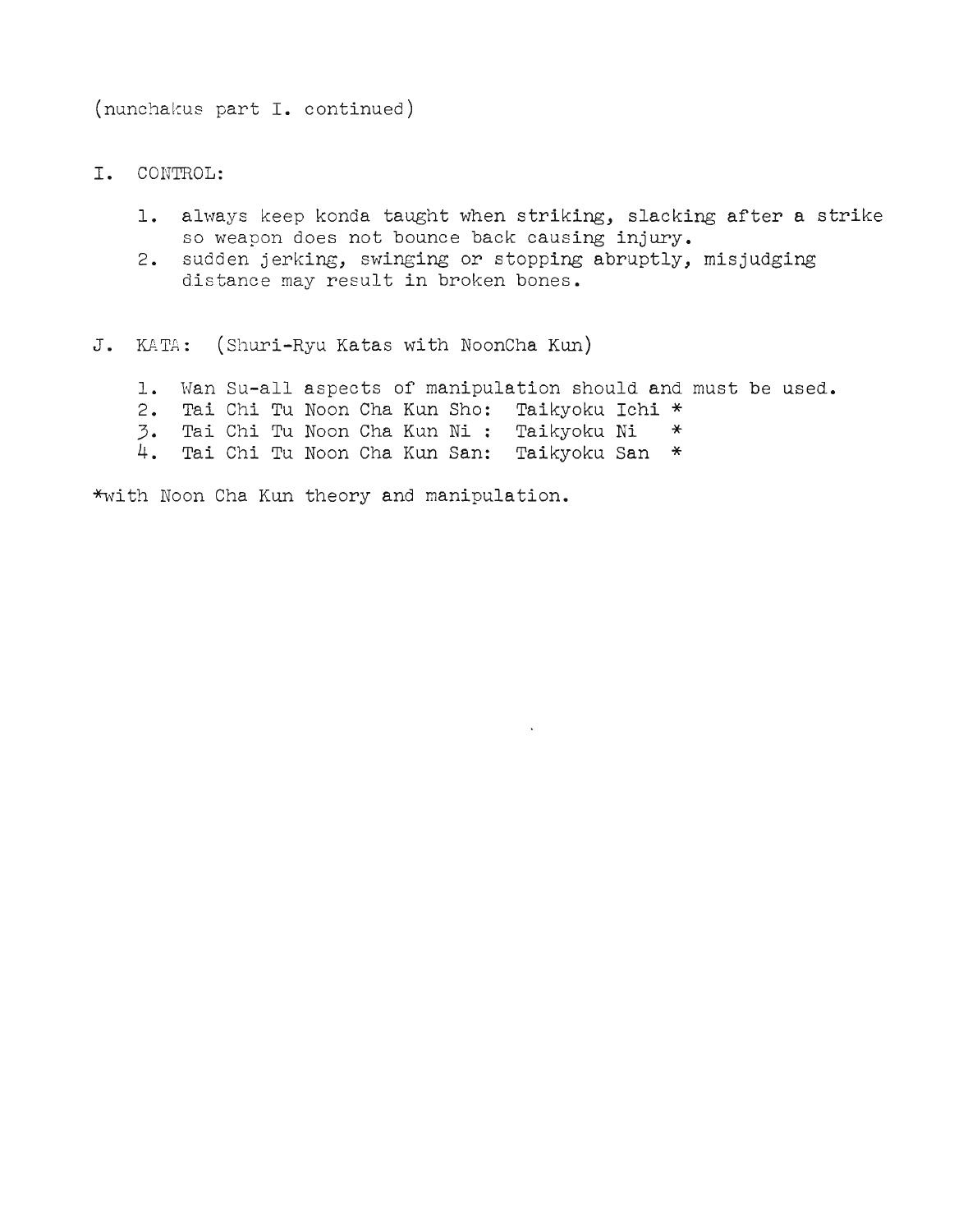(nunchakus part I. continued)

I. CONTROL:

1. always keep konda taught when striking, slacking after a strike so weapon does not bounce back causing injury.
2. sudden jerking, swinging or stopping abruptly, misjudging distance may result in broken bones.

J. KATA: (Shuri-Ryu Katas with NoonCha Kun)

1. Wan Su-all aspects of manipulation should and must be used.
2. Tai Chi Tu Noon Cha Kun Sho: Taikyoku Ichi *
3. Tai Chi Tu Noon Cha Kun Ni : Taikyoku Ni *
4. Tai Chi Tu Noon Cha Kun San: Taikyoku San *

*with Noon Cha Kun theory and manipulation.